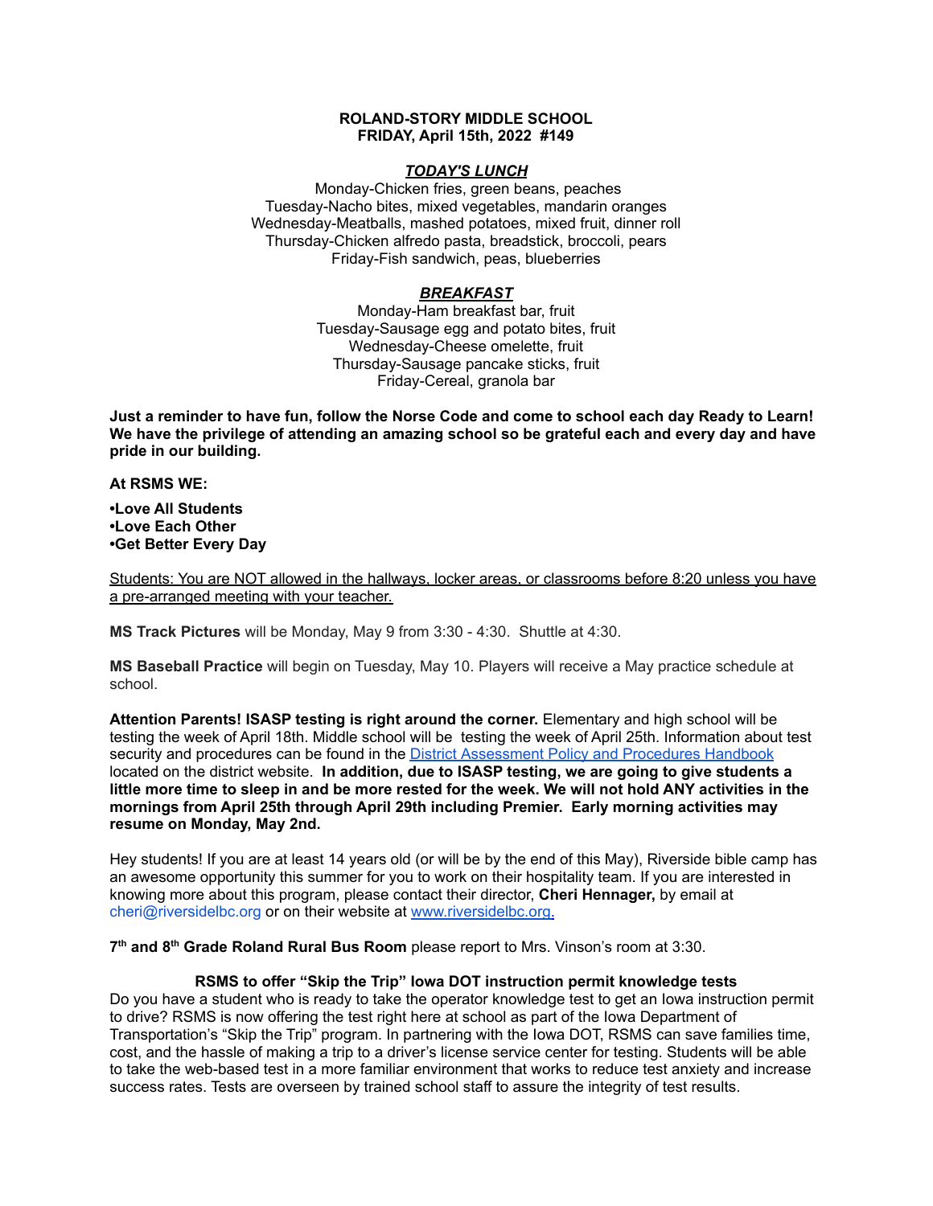**ROLAND-STORY MIDDLE SCHOOL**
**FRIDAY, April 15th, 2022 #149**

***TODAY'S LUNCH***

Monday-Chicken fries, green beans, peaches
Tuesday-Nacho bites, mixed vegetables, mandarin oranges
Wednesday-Meatballs, mashed potatoes, mixed fruit, dinner roll
Thursday-Chicken alfredo pasta, breadstick, broccoli, pears
Friday-Fish sandwich, peas, blueberries

***BREAKFAST***

Monday-Ham breakfast bar, fruit
Tuesday-Sausage egg and potato bites, fruit
Wednesday-Cheese omelette, fruit
Thursday-Sausage pancake sticks, fruit
Friday-Cereal, granola bar

**Just a reminder to have fun, follow the Norse Code and come to school each day Ready to Learn! We have the privilege of attending an amazing school so be grateful each and every day and have pride in our building.**

**At RSMS WE:**

**•Love All Students**
**•Love Each Other**
**•Get Better Every Day**

Students: You are NOT allowed in the hallways, locker areas, or classrooms before 8:20 unless you have a pre-arranged meeting with your teacher.

**MS Track Pictures** will be Monday, May 9 from 3:30 - 4:30. Shuttle at 4:30.

**MS Baseball Practice** will begin on Tuesday, May 10. Players will receive a May practice schedule at school.

**Attention Parents! ISASP testing is right around the corner.** Elementary and high school will be testing the week of April 18th. Middle school will be testing the week of April 25th. Information about test security and procedures can be found in the District Assessment Policy and Procedures Handbook located on the district website. **In addition, due to ISASP testing, we are going to give students a little more time to sleep in and be more rested for the week. We will not hold ANY activities in the mornings from April 25th through April 29th including Premier. Early morning activities may resume on Monday, May 2nd.**

Hey students! If you are at least 14 years old (or will be by the end of this May), Riverside bible camp has an awesome opportunity this summer for you to work on their hospitality team. If you are interested in knowing more about this program, please contact their director, **Cheri Hennager,** by email at cheri@riversidelbc.org or on their website at www.riversidelbc.org.

**7th and 8th Grade Roland Rural Bus Room** please report to Mrs. Vinson's room at 3:30.

**RSMS to offer "Skip the Trip" Iowa DOT instruction permit knowledge tests**

Do you have a student who is ready to take the operator knowledge test to get an Iowa instruction permit to drive? RSMS is now offering the test right here at school as part of the Iowa Department of Transportation's "Skip the Trip" program. In partnering with the Iowa DOT, RSMS can save families time, cost, and the hassle of making a trip to a driver's license service center for testing. Students will be able to take the web-based test in a more familiar environment that works to reduce test anxiety and increase success rates. Tests are overseen by trained school staff to assure the integrity of test results.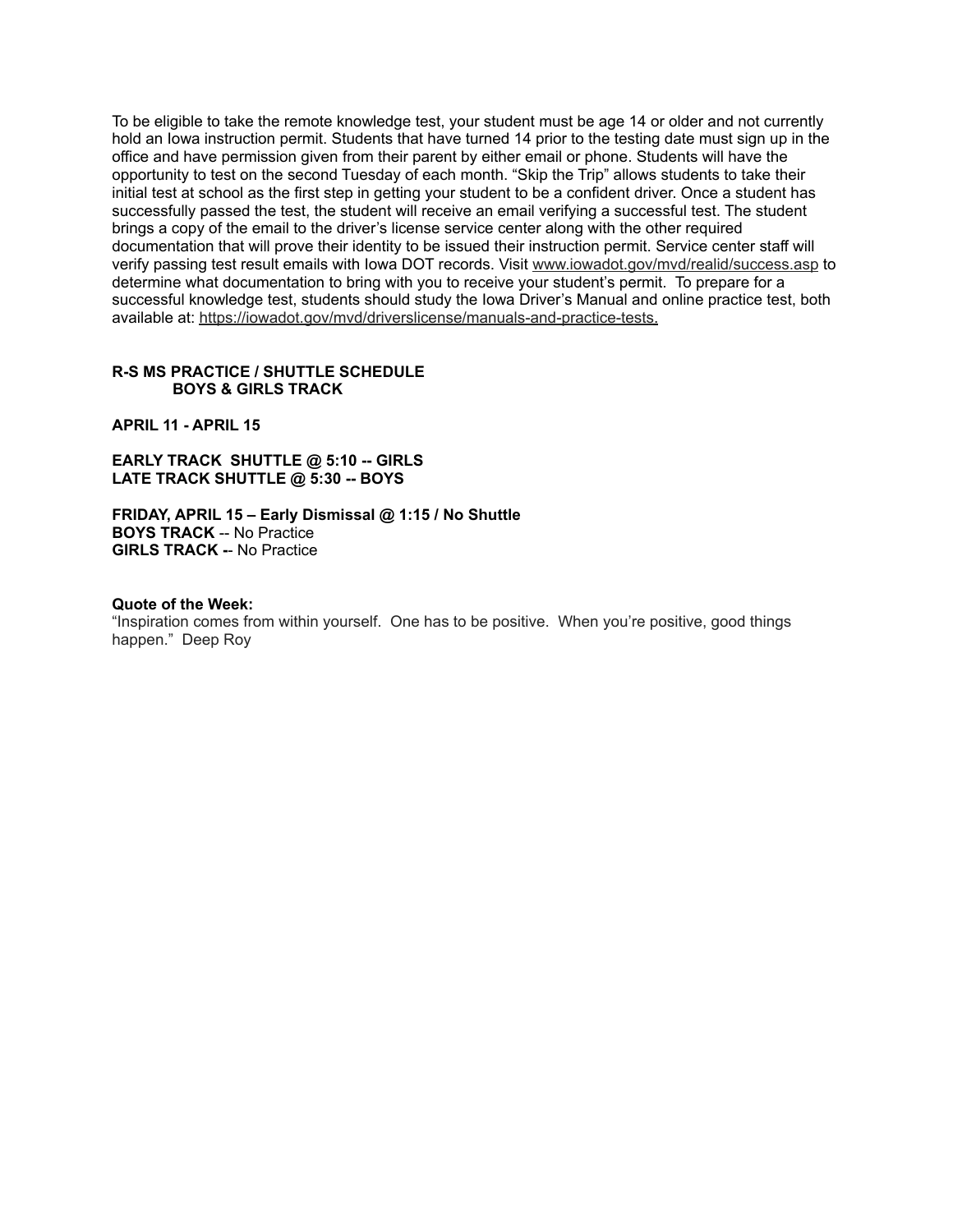To be eligible to take the remote knowledge test, your student must be age 14 or older and not currently hold an Iowa instruction permit. Students that have turned 14 prior to the testing date must sign up in the office and have permission given from their parent by either email or phone. Students will have the opportunity to test on the second Tuesday of each month. "Skip the Trip" allows students to take their initial test at school as the first step in getting your student to be a confident driver. Once a student has successfully passed the test, the student will receive an email verifying a successful test. The student brings a copy of the email to the driver's license service center along with the other required documentation that will prove their identity to be issued their instruction permit. Service center staff will verify passing test result emails with Iowa DOT records. Visit www.iowadot.gov/mvd/realid/success.asp to determine what documentation to bring with you to receive your student's permit. To prepare for a successful knowledge test, students should study the Iowa Driver's Manual and online practice test, both available at: https://iowadot.gov/mvd/driverslicense/manuals-and-practice-tests.

**R-S MS PRACTICE / SHUTTLE SCHEDULE**
**BOYS & GIRLS TRACK**

**APRIL 11 - APRIL 15**

**EARLY TRACK SHUTTLE @ 5:10 -- GIRLS**
**LATE TRACK SHUTTLE @ 5:30 -- BOYS**

**FRIDAY, APRIL 15 – Early Dismissal @ 1:15 / No Shuttle**
**BOYS TRACK** -- No Practice
**GIRLS TRACK** -- No Practice

**Quote of the Week:**
"Inspiration comes from within yourself. One has to be positive. When you're positive, good things happen." Deep Roy